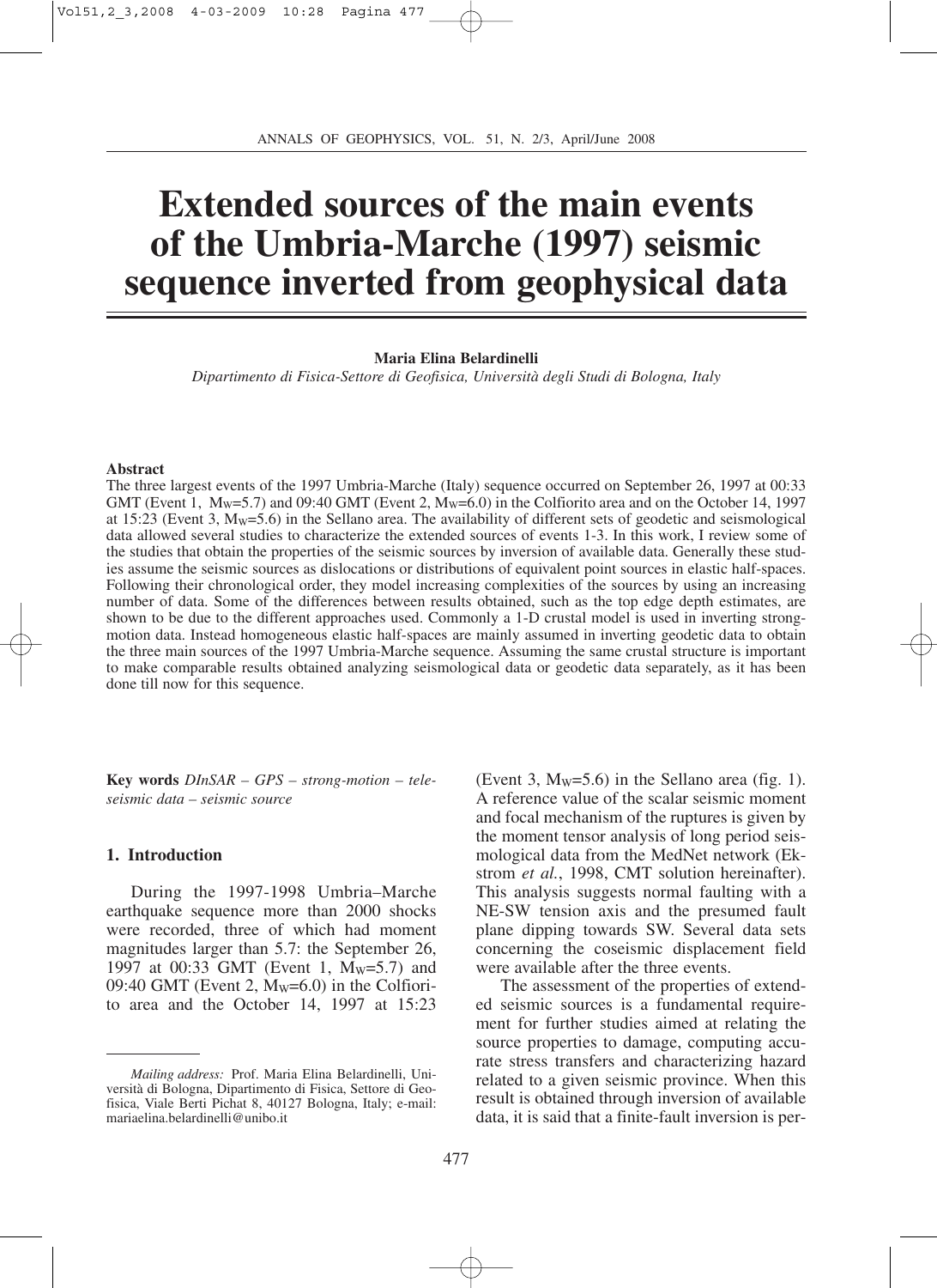# Extended sources of the main events of the Umbria-Marche (1997) seismic sequence inverted from geophysical data

**Maria Elina Belardinelli**

*Dipartimento di Fisica-Settore di Geofisica, Università degli Studi di Bologna, Italy*

## Abstract

The three largest events of the 1997 Umbria-Marche (Italy) sequence occurred on September 26, 1997 at 00:33 GMT (Event 1, $M_W$=5.7) and 09:40 GMT (Event 2, $M_W$=6.0) in the Colfiorito area and on the October 14, 1997 at 15:23 (Event 3, $M_W$=5.6) in the Sellano area. The availability of different sets of geodetic and seismological data allowed several studies to characterize the extended sources of events 1-3. In this work, I review some of the studies that obtain the properties of the seismic sources by inversion of available data. Generally these studies assume the seismic sources as dislocations or distributions of equivalent point sources in elastic half-spaces. Following their chronological order, they model increasing complexities of the sources by using an increasing number of data. Some of the differences between results obtained, such as the top edge depth estimates, are shown to be due to the different approaches used. Commonly a 1-D crustal model is used in inverting strong-motion data. Instead homogeneous elastic half-spaces are mainly assumed in inverting geodetic data to obtain the three main sources of the 1997 Umbria-Marche sequence. Assuming the same crustal structure is important to make comparable results obtained analyzing seismological data or geodetic data separately, as it has been done till now for this sequence.

**Key words** *DInSAR – GPS – strong-motion – teleseismic data – seismic source*

## 1. Introduction

During the 1997-1998 Umbria–Marche earthquake sequence more than 2000 shocks were recorded, three of which had moment magnitudes larger than 5.7: the September 26, 1997 at 00:33 GMT (Event 1, $M_W$=5.7) and 09:40 GMT (Event 2, $M_W$=6.0) in the Colfiorito area and the October 14, 1997 at 15:23 (Event 3, $M_W$=5.6) in the Sellano area (fig. 1). A reference value of the scalar seismic moment and focal mechanism of the ruptures is given by the moment tensor analysis of long period seismological data from the MedNet network (Ekstrom *et al.*, 1998, CMT solution hereinafter). This analysis suggests normal faulting with a NE-SW tension axis and the presumed fault plane dipping towards SW. Several data sets concerning the coseismic displacement field were available after the three events.

The assessment of the properties of extended seismic sources is a fundamental requirement for further studies aimed at relating the source properties to damage, computing accurate stress transfers and characterizing hazard related to a given seismic province. When this result is obtained through inversion of available data, it is said that a finite-fault inversion is per-

---

*Mailing address:* Prof. Maria Elina Belardinelli, Università di Bologna, Dipartimento di Fisica, Settore di Geofisica, Viale Berti Pichat 8, 40127 Bologna, Italy; e-mail: mariaelina.belardinelli@unibo.it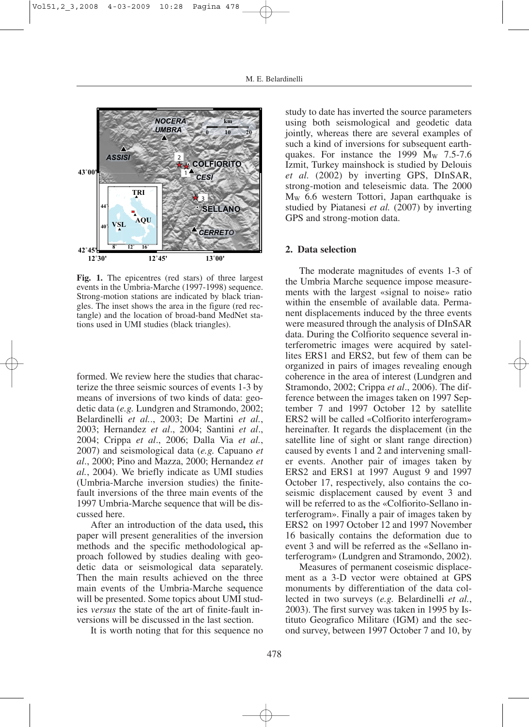Fig. 1. The epicentres (red stars) of three largest events in the Umbria-Marche (1997-1998) sequence. Strong-motion stations are indicated by black triangles. The inset shows the area in the figure (red rectangle) and the location of broad-band MedNet stations used in UMI studies (black triangles).

formed. We review here the studies that characterize the three seismic sources of events 1-3 by means of inversions of two kinds of data: geodetic data (*e.g.* Lundgren and Stramondo, 2002; Belardinelli *et al.*., 2003; De Martini *et al.*, 2003; Hernandez *et al.*, 2004; Santini *et al.*, 2004; Crippa *et al.*, 2006; Dalla Via *et al.*, 2007) and seismological data (*e.g.* Capuano *et al.*, 2000; Pino and Mazza, 2000; Hernandez *et al.*, 2004). We briefly indicate as UMI studies (Umbria-Marche inversion studies) the finite-fault inversions of the three main events of the 1997 Umbria-Marche sequence that will be discussed here.

After an introduction of the data used**,** this paper will present generalities of the inversion methods and the specific methodological approach followed by studies dealing with geodetic data or seismological data separately. Then the main results achieved on the three main events of the Umbria-Marche sequence will be presented. Some topics about UMI studies *versus* the state of the art of finite-fault inversions will be discussed in the last section.

It is worth noting that for this sequence no study to date has inverted the source parameters using both seismological and geodetic data jointly, whereas there are several examples of such a kind of inversions for subsequent earthquakes. For instance the 1999 $M_W$ 7.5-7.6 Izmit, Turkey mainshock is studied by Delouis *et al.* (2002) by inverting GPS, DInSAR, strong-motion and teleseismic data. The 2000 $M_W$ 6.6 western Tottori, Japan earthquake is studied by Piatanesi *et al.* (2007) by inverting GPS and strong-motion data.

## 2. Data selection

The moderate magnitudes of events 1-3 of the Umbria Marche sequence impose measurements with the largest «signal to noise» ratio within the ensemble of available data. Permanent displacements induced by the three events were measured through the analysis of DInSAR data. During the Colfiorito sequence several interferometric images were acquired by satellites ERS1 and ERS2, but few of them can be organized in pairs of images revealing enough coherence in the area of interest (Lundgren and Stramondo, 2002; Crippa *et al*., 2006). The difference between the images taken on 1997 September 7 and 1997 October 12 by satellite ERS2 will be called «Colfiorito interferogram» hereinafter. It regards the displacement (in the satellite line of sight or slant range direction) caused by events 1 and 2 and intervening smaller events. Another pair of images taken by ERS2 and ERS1 at 1997 August 9 and 1997 October 17, respectively, also contains the coseismic displacement caused by event 3 and will be referred to as the «Colfiorito-Sellano interferogram». Finally a pair of images taken by ERS2 on 1997 October 12 and 1997 November 16 basically contains the deformation due to event 3 and will be referred as the «Sellano interferogram» (Lundgren and Stramondo, 2002).

Measures of permanent coseismic displacement as a 3-D vector were obtained at GPS monuments by differentiation of the data collected in two surveys (*e.g.* Belardinelli *et al.*, 2003). The first survey was taken in 1995 by Istituto Geografico Militare (IGM) and the second survey, between 1997 October 7 and 10, by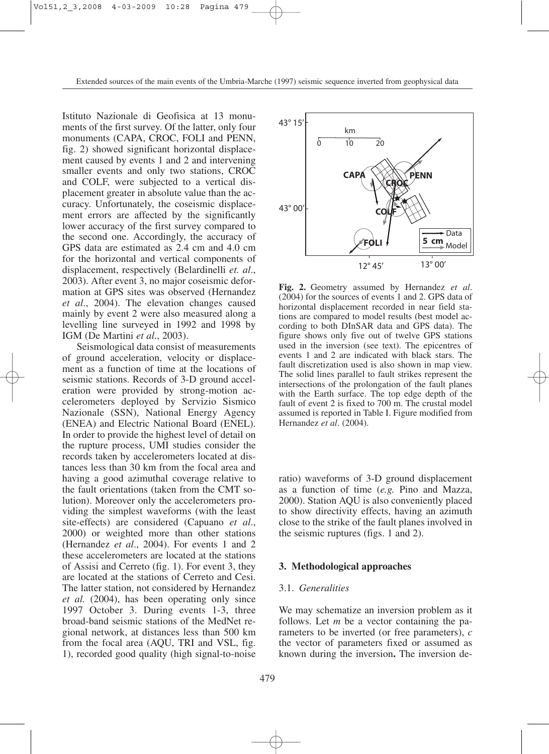Istituto Nazionale di Geofisica at 13 monuments of the first survey. Of the latter, only four monuments (CAPA, CROC, FOLI and PENN, fig. 2) showed significant horizontal displacement caused by events 1 and 2 and intervening smaller events and only two stations, CROC and COLF, were subjected to a vertical displacement greater in absolute value than the accuracy. Unfortunately, the coseismic displacement errors are affected by the significantly lower accuracy of the first survey compared to the second one. Accordingly, the accuracy of GPS data are estimated as 2.4 cm and 4.0 cm for the horizontal and vertical components of displacement, respectively (Belardinelli *et. al*., 2003). After event 3, no major coseismic deformation at GPS sites was observed (Hernandez *et al*., 2004). The elevation changes caused mainly by event 2 were also measured along a levelling line surveyed in 1992 and 1998 by IGM (De Martini *et al*., 2003).

Seismological data consist of measurements of ground acceleration, velocity or displacement as a function of time at the locations of seismic stations. Records of 3-D ground acceleration were provided by strong-motion accelerometers deployed by Servizio Sismico Nazionale (SSN), National Energy Agency (ENEA) and Electric National Board (ENEL). In order to provide the highest level of detail on the rupture process, UMI studies consider the records taken by accelerometers located at distances less than 30 km from the focal area and having a good azimuthal coverage relative to the fault orientations (taken from the CMT solution). Moreover only the accelerometers providing the simplest waveforms (with the least site-effects) are considered (Capuano *et al*., 2000) or weighted more than other stations (Hernandez *et al*., 2004). For events 1 and 2 these accelerometers are located at the stations of Assisi and Cerreto (fig. 1). For event 3, they are located at the stations of Cerreto and Cesi. The latter station, not considered by Hernandez *et al.* (2004), has been operating only since 1997 October 3. During events 1-3, three broad-band seismic stations of the MedNet regional network, at distances less than 500 km from the focal area (AQU, TRI and VSL, fig. 1), recorded good quality (high signal-to-noise ratio) waveforms of 3-D ground displacement as a function of time (*e.g.* Pino and Mazza, 2000). Station AQU is also conveniently placed to show directivity effects, having an azimuth close to the strike of the fault planes involved in the seismic ruptures (figs. 1 and 2).

**Fig. 2.** Geometry assumed by Hernandez *et al*. (2004) for the sources of events 1 and 2. GPS data of horizontal displacement recorded in near field stations are compared to model results (best model according to both DInSAR data and GPS data). The figure shows only five out of twelve GPS stations used in the inversion (see text). The epicentres of events 1 and 2 are indicated with black stars. The fault discretization used is also shown in map view. The solid lines parallel to fault strikes represent the intersections of the prolongation of the fault planes with the Earth surface. The top edge depth of the fault of event 2 is fixed to 700 m. The crustal model assumed is reported in Table I. Figure modified from Hernandez *et al*. (2004).

## 3. Methodological approaches

### 3.1. *Generalities*

We may schematize an inversion problem as it follows. Let $m$ be a vector containing the parameters to be inverted (or free parameters), $c$ the vector of parameters fixed or assumed as known during the inversion**.** The inversion de-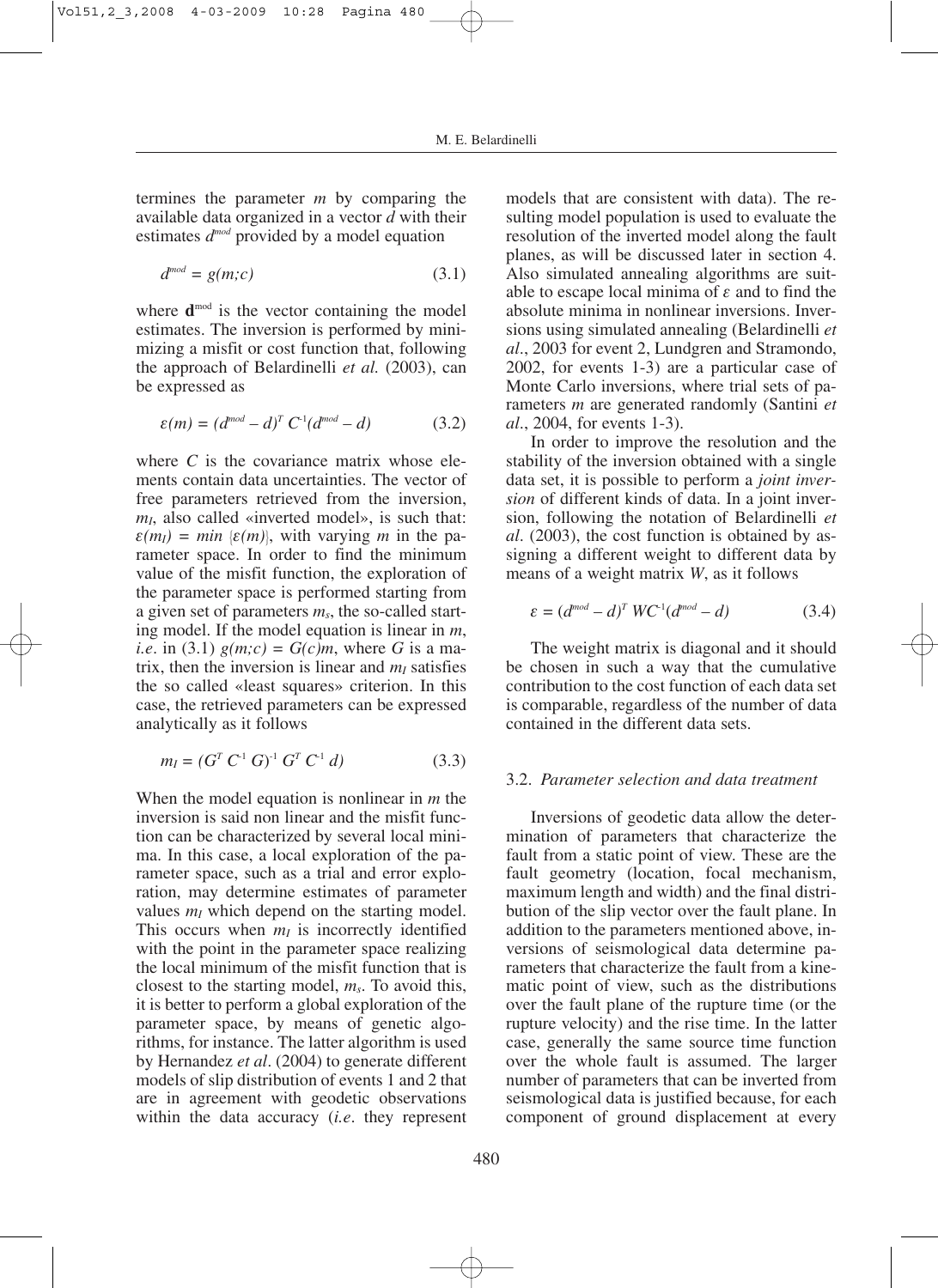termines the parameter $m$ by comparing the available data organized in a vector $d$ with their estimates $d^{mod}$ provided by a model equation

$$d^{mod} = g(m;c) \tag{3.1}$$

where $\mathbf{d}^{mod}$ is the vector containing the model estimates. The inversion is performed by minimizing a misfit or cost function that, following the approach of Belardinelli *et al.* (2003), can be expressed as

$$\varepsilon(m) = (d^{mod} - d)^T\, C^{-1}(d^{mod} - d) \tag{3.2}$$

where $C$ is the covariance matrix whose elements contain data uncertainties. The vector of free parameters retrieved from the inversion, $m_I$, also called «inverted model», is such that: $\varepsilon(m_I) = min\ \{\varepsilon(m)\}$, with varying $m$ in the parameter space. In order to find the minimum value of the misfit function, the exploration of the parameter space is performed starting from a given set of parameters $m_s$, the so-called starting model. If the model equation is linear in $m$, *i.e.* in (3.1) $g(m;c) = G(c)m$, where $G$ is a matrix, then the inversion is linear and $m_I$ satisfies the so called «least squares» criterion. In this case, the retrieved parameters can be expressed analytically as it follows

$$m_I = (G^T\, C^{-1}\, G)^{-1}\, G^T\, C^{-1}\, d) \tag{3.3}$$

When the model equation is nonlinear in $m$ the inversion is said non linear and the misfit function can be characterized by several local minima. In this case, a local exploration of the parameter space, such as a trial and error exploration, may determine estimates of parameter values $m_I$ which depend on the starting model. This occurs when $m_I$ is incorrectly identified with the point in the parameter space realizing the local minimum of the misfit function that is closest to the starting model, $m_s$. To avoid this, it is better to perform a global exploration of the parameter space, by means of genetic algorithms, for instance. The latter algorithm is used by Hernandez *et al*. (2004) to generate different models of slip distribution of events 1 and 2 that are in agreement with geodetic observations within the data accuracy (*i.e*. they represent models that are consistent with data). The resulting model population is used to evaluate the resolution of the inverted model along the fault planes, as will be discussed later in section 4. Also simulated annealing algorithms are suitable to escape local minima of $\varepsilon$ and to find the absolute minima in nonlinear inversions. Inversions using simulated annealing (Belardinelli *et al*., 2003 for event 2, Lundgren and Stramondo, 2002, for events 1-3) are a particular case of Monte Carlo inversions, where trial sets of parameters $m$ are generated randomly (Santini *et al*., 2004, for events 1-3).

In order to improve the resolution and the stability of the inversion obtained with a single data set, it is possible to perform a *joint inversion* of different kinds of data. In a joint inversion, following the notation of Belardinelli *et al.* (2003), the cost function is obtained by assigning a different weight to different data by means of a weight matrix $W$, as it follows

$$\varepsilon = (d^{mod} - d)^T\, WC^{-1}(d^{mod} - d) \tag{3.4}$$

The weight matrix is diagonal and it should be chosen in such a way that the cumulative contribution to the cost function of each data set is comparable, regardless of the number of data contained in the different data sets.

### 3.2. *Parameter selection and data treatment*

Inversions of geodetic data allow the determination of parameters that characterize the fault from a static point of view. These are the fault geometry (location, focal mechanism, maximum length and width) and the final distribution of the slip vector over the fault plane. In addition to the parameters mentioned above, inversions of seismological data determine parameters that characterize the fault from a kinematic point of view, such as the distributions over the fault plane of the rupture time (or the rupture velocity) and the rise time. In the latter case, generally the same source time function over the whole fault is assumed. The larger number of parameters that can be inverted from seismological data is justified because, for each component of ground displacement at every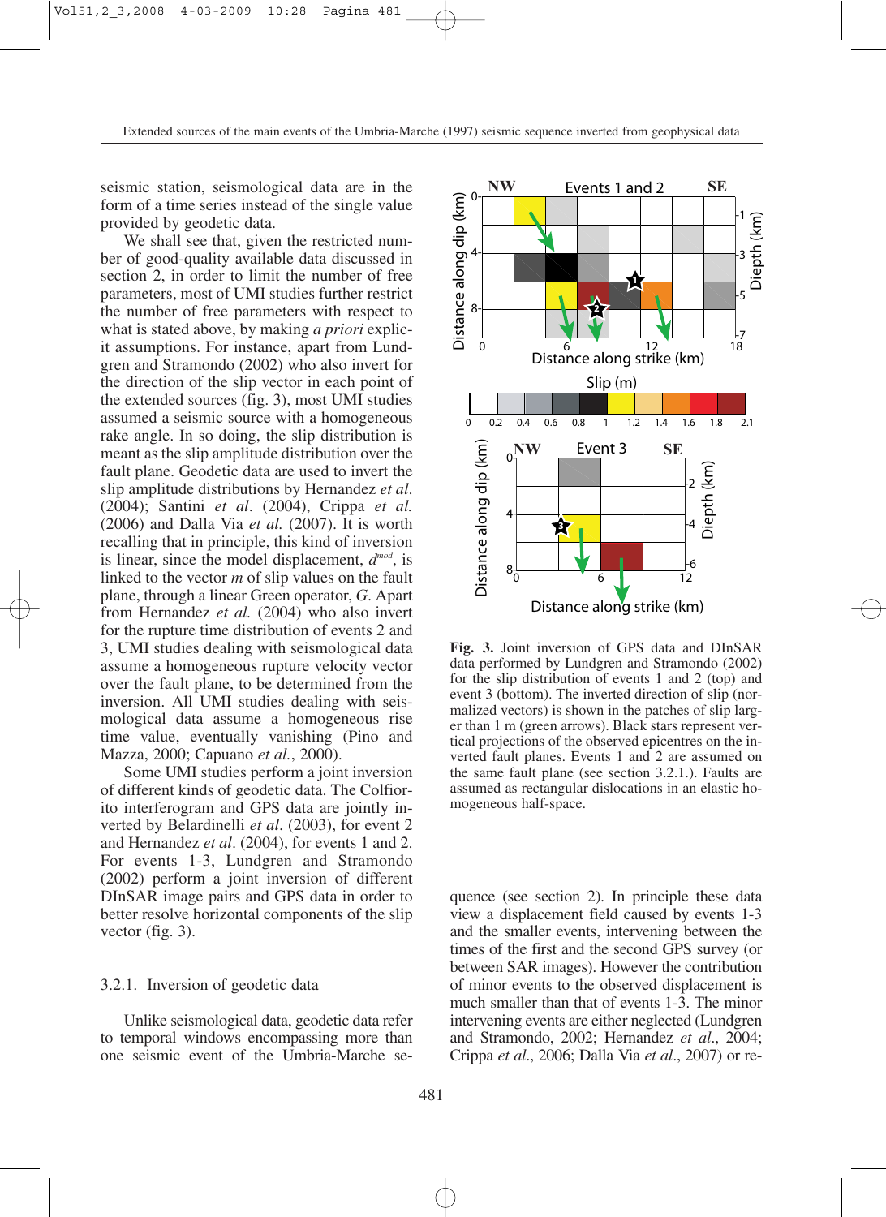seismic station, seismological data are in the form of a time series instead of the single value provided by geodetic data.

We shall see that, given the restricted number of good-quality available data discussed in section 2, in order to limit the number of free parameters, most of UMI studies further restrict the number of free parameters with respect to what is stated above, by making *a priori* explicit assumptions. For instance, apart from Lundgren and Stramondo (2002) who also invert for the direction of the slip vector in each point of the extended sources (fig. 3), most UMI studies assumed a seismic source with a homogeneous rake angle. In so doing, the slip distribution is meant as the slip amplitude distribution over the fault plane. Geodetic data are used to invert the slip amplitude distributions by Hernandez *et al.* (2004); Santini *et al.* (2004), Crippa *et al.* (2006) and Dalla Via *et al.* (2007). It is worth recalling that in principle, this kind of inversion is linear, since the model displacement, $d^{mod}$, is linked to the vector $m$ of slip values on the fault plane, through a linear Green operator, $G$. Apart from Hernandez *et al.* (2004) who also invert for the rupture time distribution of events 2 and 3, UMI studies dealing with seismological data assume a homogeneous rupture velocity vector over the fault plane, to be determined from the inversion. All UMI studies dealing with seismological data assume a homogeneous rise time value, eventually vanishing (Pino and Mazza, 2000; Capuano *et al.*, 2000).

Some UMI studies perform a joint inversion of different kinds of geodetic data. The Colfiorito interferogram and GPS data are jointly inverted by Belardinelli *et al.* (2003), for event 2 and Hernandez *et al.* (2004), for events 1 and 2. For events 1-3, Lundgren and Stramondo (2002) perform a joint inversion of different DInSAR image pairs and GPS data in order to better resolve horizontal components of the slip vector (fig. 3).

**Fig. 3.** Joint inversion of GPS data and DInSAR data performed by Lundgren and Stramondo (2002) for the slip distribution of events 1 and 2 (top) and event 3 (bottom). The inverted direction of slip (normalized vectors) is shown in the patches of slip larger than 1 m (green arrows). Black stars represent vertical projections of the observed epicentres on the inverted fault planes. Events 1 and 2 are assumed on the same fault plane (see section 3.2.1.). Faults are assumed as rectangular dislocations in an elastic homogeneous half-space.

### 3.2.1. Inversion of geodetic data

Unlike seismological data, geodetic data refer to temporal windows encompassing more than one seismic event of the Umbria-Marche sequence (see section 2). In principle these data view a displacement field caused by events 1-3 and the smaller events, intervening between the times of the first and the second GPS survey (or between SAR images). However the contribution of minor events to the observed displacement is much smaller than that of events 1-3. The minor intervening events are either neglected (Lundgren and Stramondo, 2002; Hernandez *et al.*, 2004; Crippa *et al.*, 2006; Dalla Via *et al.*, 2007) or re-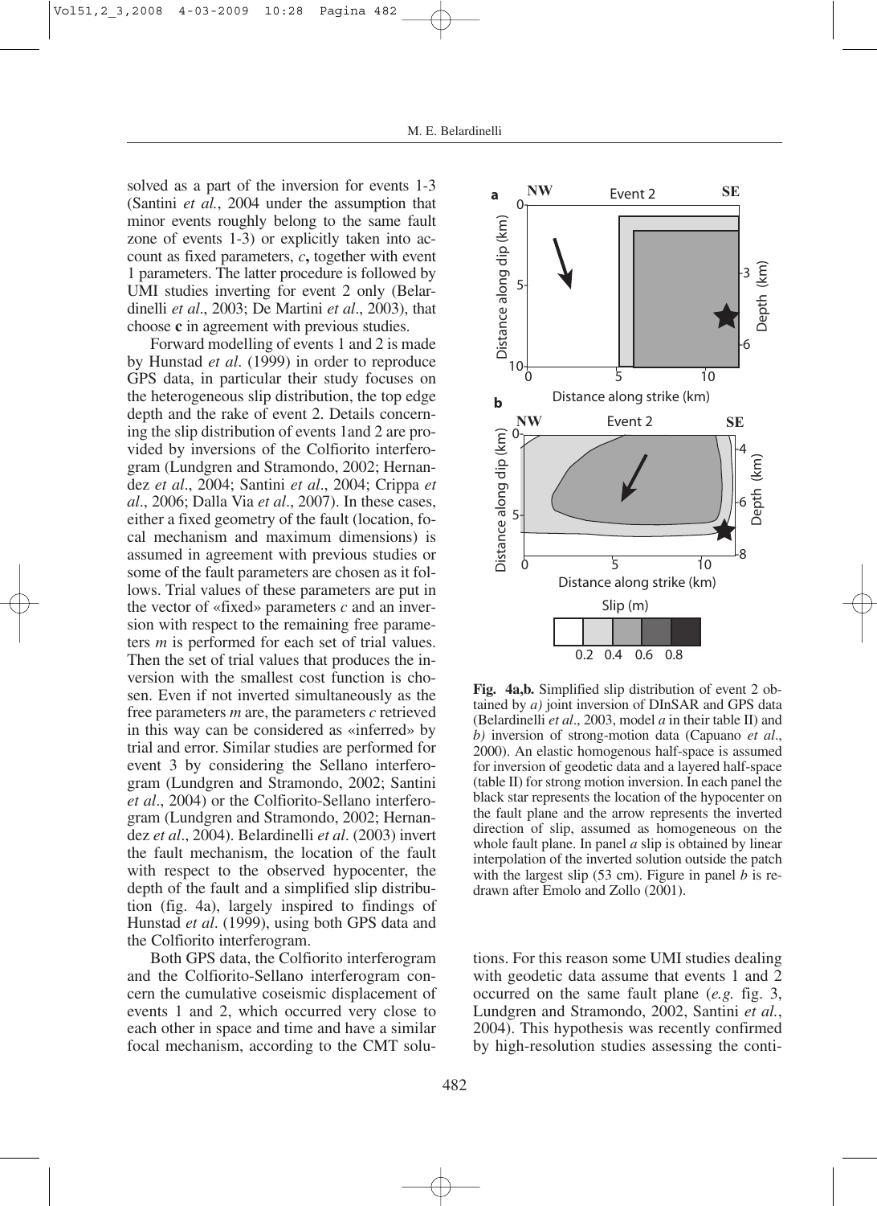solved as a part of the inversion for events 1-3 (Santini *et al.*, 2004 under the assumption that minor events roughly belong to the same fault zone of events 1-3) or explicitly taken into account as fixed parameters, *c*, together with event 1 parameters. The latter procedure is followed by UMI studies inverting for event 2 only (Belardinelli *et al.*, 2003; De Martini *et al.*, 2003), that choose **c** in agreement with previous studies.

Forward modelling of events 1 and 2 is made by Hunstad *et al.* (1999) in order to reproduce GPS data, in particular their study focuses on the heterogeneous slip distribution, the top edge depth and the rake of event 2. Details concerning the slip distribution of events 1and 2 are provided by inversions of the Colfiorito interferogram (Lundgren and Stramondo, 2002; Hernandez *et al.*, 2004; Santini *et al.*, 2004; Crippa *et al.*, 2006; Dalla Via *et al.*, 2007). In these cases, either a fixed geometry of the fault (location, focal mechanism and maximum dimensions) is assumed in agreement with previous studies or some of the fault parameters are chosen as it follows. Trial values of these parameters are put in the vector of «fixed» parameters *c* and an inversion with respect to the remaining free parameters *m* is performed for each set of trial values. Then the set of trial values that produces the inversion with the smallest cost function is chosen. Even if not inverted simultaneously as the free parameters *m* are, the parameters *c* retrieved in this way can be considered as «inferred» by trial and error. Similar studies are performed for event 3 by considering the Sellano interferogram (Lundgren and Stramondo, 2002; Santini *et al*., 2004) or the Colfiorito-Sellano interferogram (Lundgren and Stramondo, 2002; Hernandez *et al*., 2004). Belardinelli *et al*. (2003) invert the fault mechanism, the location of the fault with respect to the observed hypocenter, the depth of the fault and a simplified slip distribution (fig. 4a), largely inspired to findings of Hunstad *et al*. (1999), using both GPS data and the Colfiorito interferogram.

Both GPS data, the Colfiorito interferogram and the Colfiorito-Sellano interferogram concern the cumulative coseismic displacement of events 1 and 2, which occurred very close to each other in space and time and have a similar focal mechanism, according to the CMT solutions. For this reason some UMI studies dealing with geodetic data assume that events 1 and 2 occurred on the same fault plane (*e.g.* fig. 3, Lundgren and Stramondo, 2002, Santini *et al.*, 2004). This hypothesis was recently confirmed by high-resolution studies assessing the conti-

**Fig. 4a,b.** Simplified slip distribution of event 2 obtained by *a)* joint inversion of DInSAR and GPS data (Belardinelli *et al*., 2003, model *a* in their table II) and *b)* inversion of strong-motion data (Capuano *et al*., 2000). An elastic homogenous half-space is assumed for inversion of geodetic data and a layered half-space (table II) for strong motion inversion. In each panel the black star represents the location of the hypocenter on the fault plane and the arrow represents the inverted direction of slip, assumed as homogeneous on the whole fault plane. In panel *a* slip is obtained by linear interpolation of the inverted solution outside the patch with the largest slip (53 cm). Figure in panel *b* is redrawn after Emolo and Zollo (2001).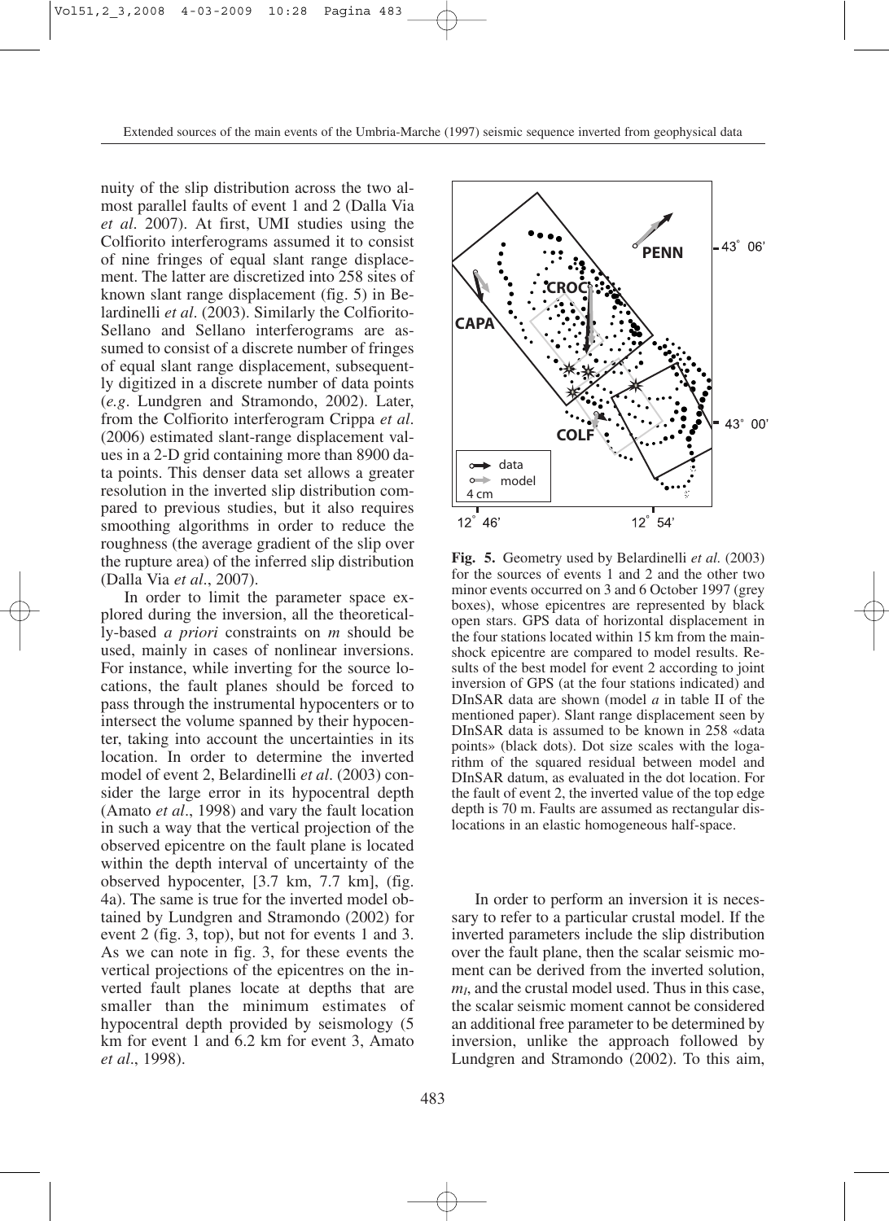nuity of the slip distribution across the two almost parallel faults of event 1 and 2 (Dalla Via *et al*. 2007). At first, UMI studies using the Colfiorito interferograms assumed it to consist of nine fringes of equal slant range displacement. The latter are discretized into 258 sites of known slant range displacement (fig. 5) in Belardinelli *et al*. (2003). Similarly the Colfiorito-Sellano and Sellano interferograms are assumed to consist of a discrete number of fringes of equal slant range displacement, subsequently digitized in a discrete number of data points (*e.g*. Lundgren and Stramondo, 2002). Later, from the Colfiorito interferogram Crippa *et al*. (2006) estimated slant-range displacement values in a 2-D grid containing more than 8900 data points. This denser data set allows a greater resolution in the inverted slip distribution compared to previous studies, but it also requires smoothing algorithms in order to reduce the roughness (the average gradient of the slip over the rupture area) of the inferred slip distribution (Dalla Via *et al*., 2007).

In order to limit the parameter space explored during the inversion, all the theoretically-based *a priori* constraints on *m* should be used, mainly in cases of nonlinear inversions. For instance, while inverting for the source locations, the fault planes should be forced to pass through the instrumental hypocenters or to intersect the volume spanned by their hypocenter, taking into account the uncertainties in its location. In order to determine the inverted model of event 2, Belardinelli *et al*. (2003) consider the large error in its hypocentral depth (Amato *et al*., 1998) and vary the fault location in such a way that the vertical projection of the observed epicentre on the fault plane is located within the depth interval of uncertainty of the observed hypocenter, [3.7 km, 7.7 km], (fig. 4a). The same is true for the inverted model obtained by Lundgren and Stramondo (2002) for event 2 (fig. 3, top), but not for events 1 and 3. As we can note in fig. 3, for these events the vertical projections of the epicentres on the inverted fault planes locate at depths that are smaller than the minimum estimates of hypocentral depth provided by seismology (5 km for event 1 and 6.2 km for event 3, Amato *et al*., 1998).

**Fig. 5.** Geometry used by Belardinelli *et al.* (2003) for the sources of events 1 and 2 and the other two minor events occurred on 3 and 6 October 1997 (grey boxes), whose epicentres are represented by black open stars. GPS data of horizontal displacement in the four stations located within 15 km from the mainshock epicentre are compared to model results. Results of the best model for event 2 according to joint inversion of GPS (at the four stations indicated) and DInSAR data are shown (model *a* in table II of the mentioned paper). Slant range displacement seen by DInSAR data is assumed to be known in 258 «data points» (black dots). Dot size scales with the logarithm of the squared residual between model and DInSAR datum, as evaluated in the dot location. For the fault of event 2, the inverted value of the top edge depth is 70 m. Faults are assumed as rectangular dislocations in an elastic homogeneous half-space.

In order to perform an inversion it is necessary to refer to a particular crustal model. If the inverted parameters include the slip distribution over the fault plane, then the scalar seismic moment can be derived from the inverted solution, $m_I$, and the crustal model used. Thus in this case, the scalar seismic moment cannot be considered an additional free parameter to be determined by inversion, unlike the approach followed by Lundgren and Stramondo (2002). To this aim,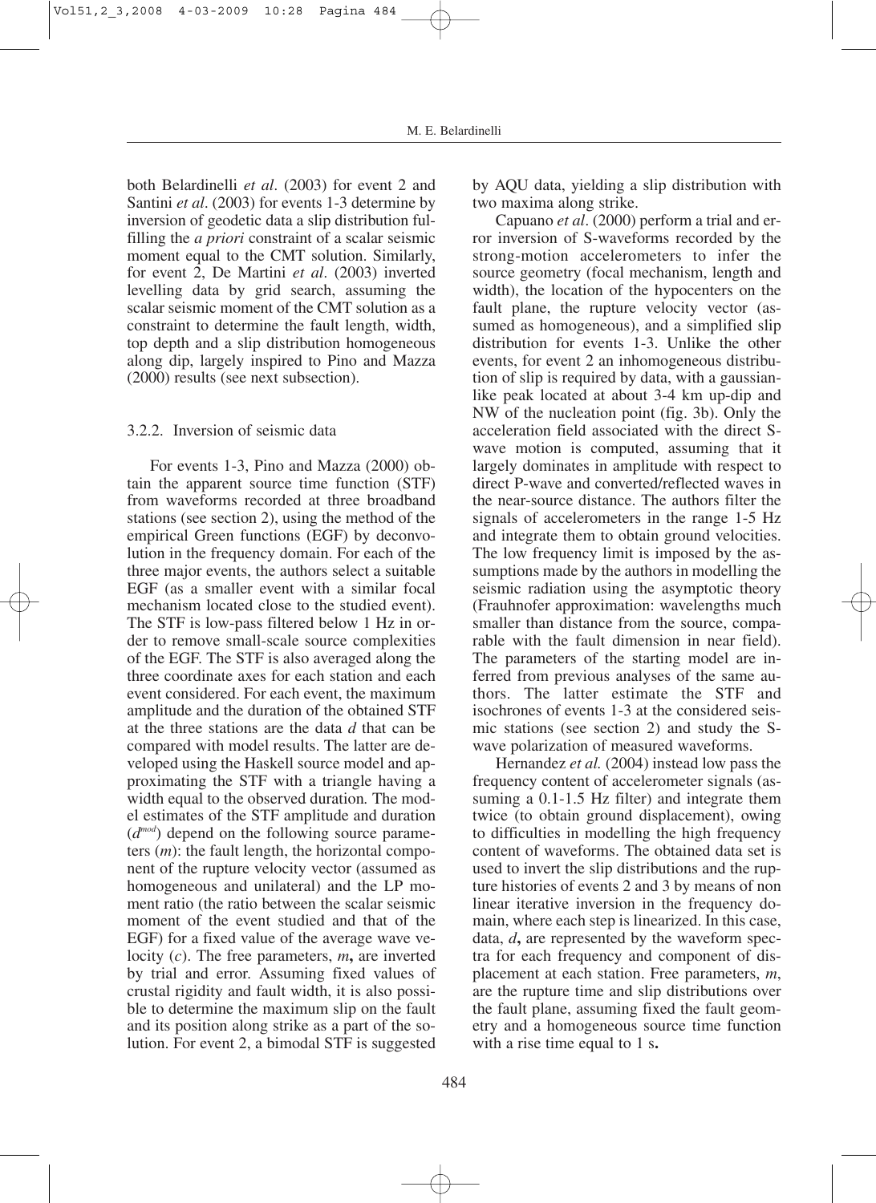both Belardinelli *et al*. (2003) for event 2 and Santini *et al*. (2003) for events 1-3 determine by inversion of geodetic data a slip distribution fulfilling the *a priori* constraint of a scalar seismic moment equal to the CMT solution. Similarly, for event 2, De Martini *et al*. (2003) inverted levelling data by grid search, assuming the scalar seismic moment of the CMT solution as a constraint to determine the fault length, width, top depth and a slip distribution homogeneous along dip, largely inspired to Pino and Mazza (2000) results (see next subsection).

### 3.2.2. Inversion of seismic data

For events 1-3, Pino and Mazza (2000) obtain the apparent source time function (STF) from waveforms recorded at three broadband stations (see section 2), using the method of the empirical Green functions (EGF) by deconvolution in the frequency domain. For each of the three major events, the authors select a suitable EGF (as a smaller event with a similar focal mechanism located close to the studied event). The STF is low-pass filtered below 1 Hz in order to remove small-scale source complexities of the EGF. The STF is also averaged along the three coordinate axes for each station and each event considered. For each event, the maximum amplitude and the duration of the obtained STF at the three stations are the data $d$ that can be compared with model results. The latter are developed using the Haskell source model and approximating the STF with a triangle having a width equal to the observed duration. The model estimates of the STF amplitude and duration ($d^{mod}$) depend on the following source parameters ($m$): the fault length, the horizontal component of the rupture velocity vector (assumed as homogeneous and unilateral) and the LP moment ratio (the ratio between the scalar seismic moment of the event studied and that of the EGF) for a fixed value of the average wave velocity ($c$). The free parameters, $m$**,** are inverted by trial and error. Assuming fixed values of crustal rigidity and fault width, it is also possible to determine the maximum slip on the fault and its position along strike as a part of the solution. For event 2, a bimodal STF is suggested by AQU data, yielding a slip distribution with two maxima along strike.

Capuano *et al*. (2000) perform a trial and error inversion of S-waveforms recorded by the strong-motion accelerometers to infer the source geometry (focal mechanism, length and width), the location of the hypocenters on the fault plane, the rupture velocity vector (assumed as homogeneous), and a simplified slip distribution for events 1-3. Unlike the other events, for event 2 an inhomogeneous distribution of slip is required by data, with a gaussian-like peak located at about 3-4 km up-dip and NW of the nucleation point (fig. 3b). Only the acceleration field associated with the direct S-wave motion is computed, assuming that it largely dominates in amplitude with respect to direct P-wave and converted/reflected waves in the near-source distance. The authors filter the signals of accelerometers in the range 1-5 Hz and integrate them to obtain ground velocities. The low frequency limit is imposed by the assumptions made by the authors in modelling the seismic radiation using the asymptotic theory (Frauhnofer approximation: wavelengths much smaller than distance from the source, comparable with the fault dimension in near field). The parameters of the starting model are inferred from previous analyses of the same authors. The latter estimate the STF and isochrones of events 1-3 at the considered seismic stations (see section 2) and study the S-wave polarization of measured waveforms.

Hernandez *et al.* (2004) instead low pass the frequency content of accelerometer signals (assuming a 0.1-1.5 Hz filter) and integrate them twice (to obtain ground displacement), owing to difficulties in modelling the high frequency content of waveforms. The obtained data set is used to invert the slip distributions and the rupture histories of events 2 and 3 by means of non linear iterative inversion in the frequency domain, where each step is linearized. In this case, data, $d$**,** are represented by the waveform spectra for each frequency and component of displacement at each station. Free parameters, $m$, are the rupture time and slip distributions over the fault plane, assuming fixed the fault geometry and a homogeneous source time function with a rise time equal to 1 s**.**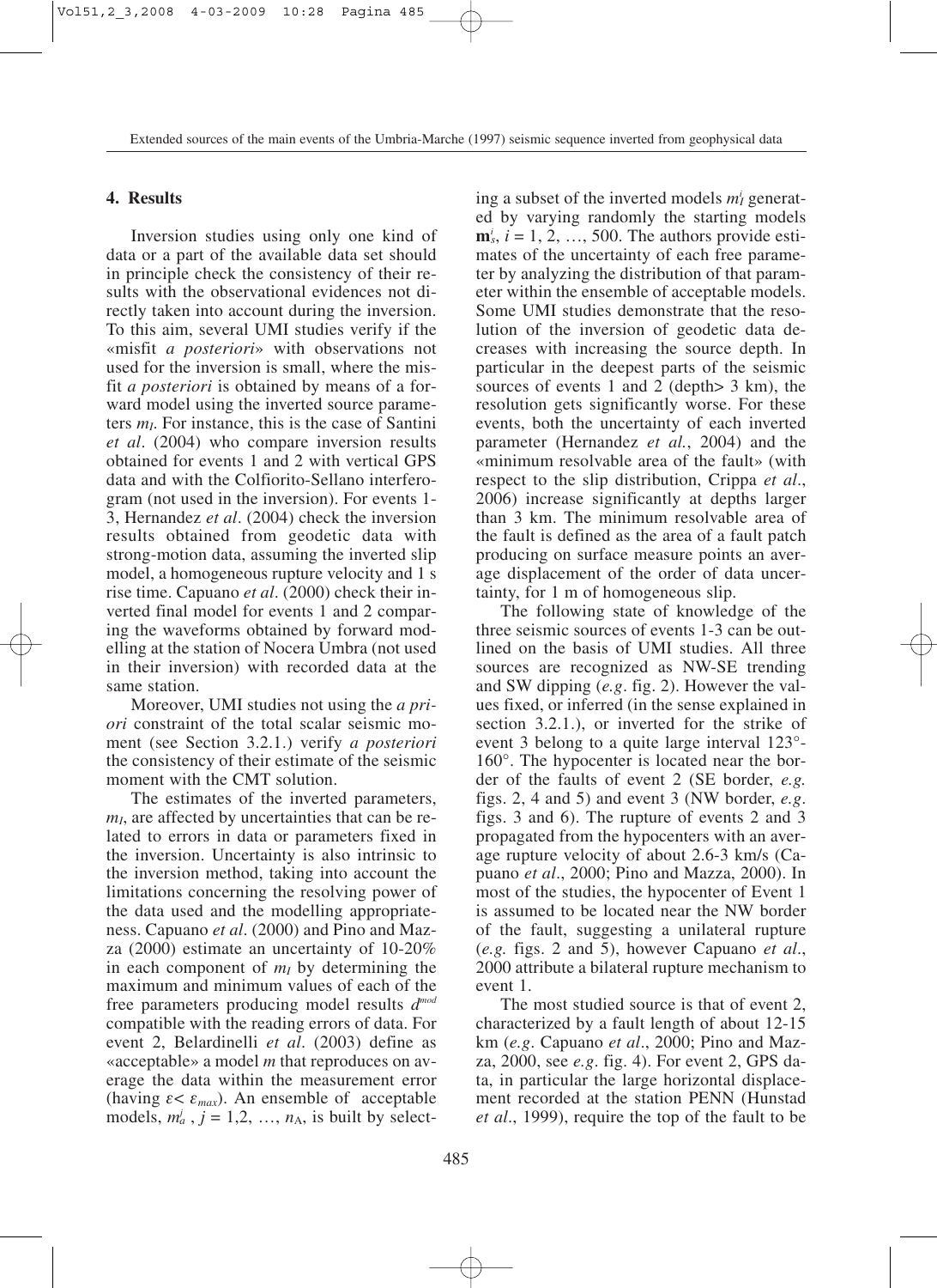## 4. Results

Inversion studies using only one kind of data or a part of the available data set should in principle check the consistency of their results with the observational evidences not directly taken into account during the inversion. To this aim, several UMI studies verify if the «misfit *a posteriori*» with observations not used for the inversion is small, where the misfit *a posteriori* is obtained by means of a forward model using the inverted source parameters $m_I$. For instance, this is the case of Santini *et al*. (2004) who compare inversion results obtained for events 1 and 2 with vertical GPS data and with the Colfiorito-Sellano interferogram (not used in the inversion). For events 1-3, Hernandez *et al*. (2004) check the inversion results obtained from geodetic data with strong-motion data, assuming the inverted slip model, a homogeneous rupture velocity and 1 s rise time. Capuano *et al*. (2000) check their inverted final model for events 1 and 2 comparing the waveforms obtained by forward modelling at the station of Nocera Umbra (not used in their inversion) with recorded data at the same station.

Moreover, UMI studies not using the *a priori* constraint of the total scalar seismic moment (see Section 3.2.1.) verify *a posteriori* the consistency of their estimate of the seismic moment with the CMT solution.

The estimates of the inverted parameters, $m_I$, are affected by uncertainties that can be related to errors in data or parameters fixed in the inversion. Uncertainty is also intrinsic to the inversion method, taking into account the limitations concerning the resolving power of the data used and the modelling appropriateness. Capuano *et al*. (2000) and Pino and Mazza (2000) estimate an uncertainty of 10-20% in each component of $m_I$ by determining the maximum and minimum values of each of the free parameters producing model results $d^{mod}$ compatible with the reading errors of data. For event 2, Belardinelli *et al*. (2003) define as «acceptable» a model $m$ that reproduces on average the data within the measurement error (having $\varepsilon < \varepsilon_{max}$). An ensemble of acceptable models, $m_a^j$ , $j = 1,2, \ldots, n_A$, is built by selecting a subset of the inverted models $m_I^i$ generated by varying randomly the starting models $\mathbf{m}_s^i$, $i = 1, 2, \ldots, 500$. The authors provide estimates of the uncertainty of each free parameter by analyzing the distribution of that parameter within the ensemble of acceptable models. Some UMI studies demonstrate that the resolution of the inversion of geodetic data decreases with increasing the source depth. In particular in the deepest parts of the seismic sources of events 1 and 2 (depth> 3 km), the resolution gets significantly worse. For these events, both the uncertainty of each inverted parameter (Hernandez *et al.*, 2004) and the «minimum resolvable area of the fault» (with respect to the slip distribution, Crippa *et al*., 2006) increase significantly at depths larger than 3 km. The minimum resolvable area of the fault is defined as the area of a fault patch producing on surface measure points an average displacement of the order of data uncertainty, for 1 m of homogeneous slip.

The following state of knowledge of the three seismic sources of events 1-3 can be outlined on the basis of UMI studies. All three sources are recognized as NW-SE trending and SW dipping (*e.g*. fig. 2). However the values fixed, or inferred (in the sense explained in section 3.2.1.), or inverted for the strike of event 3 belong to a quite large interval 123°-160°. The hypocenter is located near the border of the faults of event 2 (SE border, *e.g.* figs. 2, 4 and 5) and event 3 (NW border, *e.g*. figs. 3 and 6). The rupture of events 2 and 3 propagated from the hypocenters with an average rupture velocity of about 2.6-3 km/s (Capuano *et al*., 2000; Pino and Mazza, 2000). In most of the studies, the hypocenter of Event 1 is assumed to be located near the NW border of the fault, suggesting a unilateral rupture (*e.g.* figs. 2 and 5), however Capuano *et al*., 2000 attribute a bilateral rupture mechanism to event 1.

The most studied source is that of event 2, characterized by a fault length of about 12-15 km (*e.g*. Capuano *et al*., 2000; Pino and Mazza, 2000, see *e.g*. fig. 4). For event 2, GPS data, in particular the large horizontal displacement recorded at the station PENN (Hunstad *et al*., 1999), require the top of the fault to be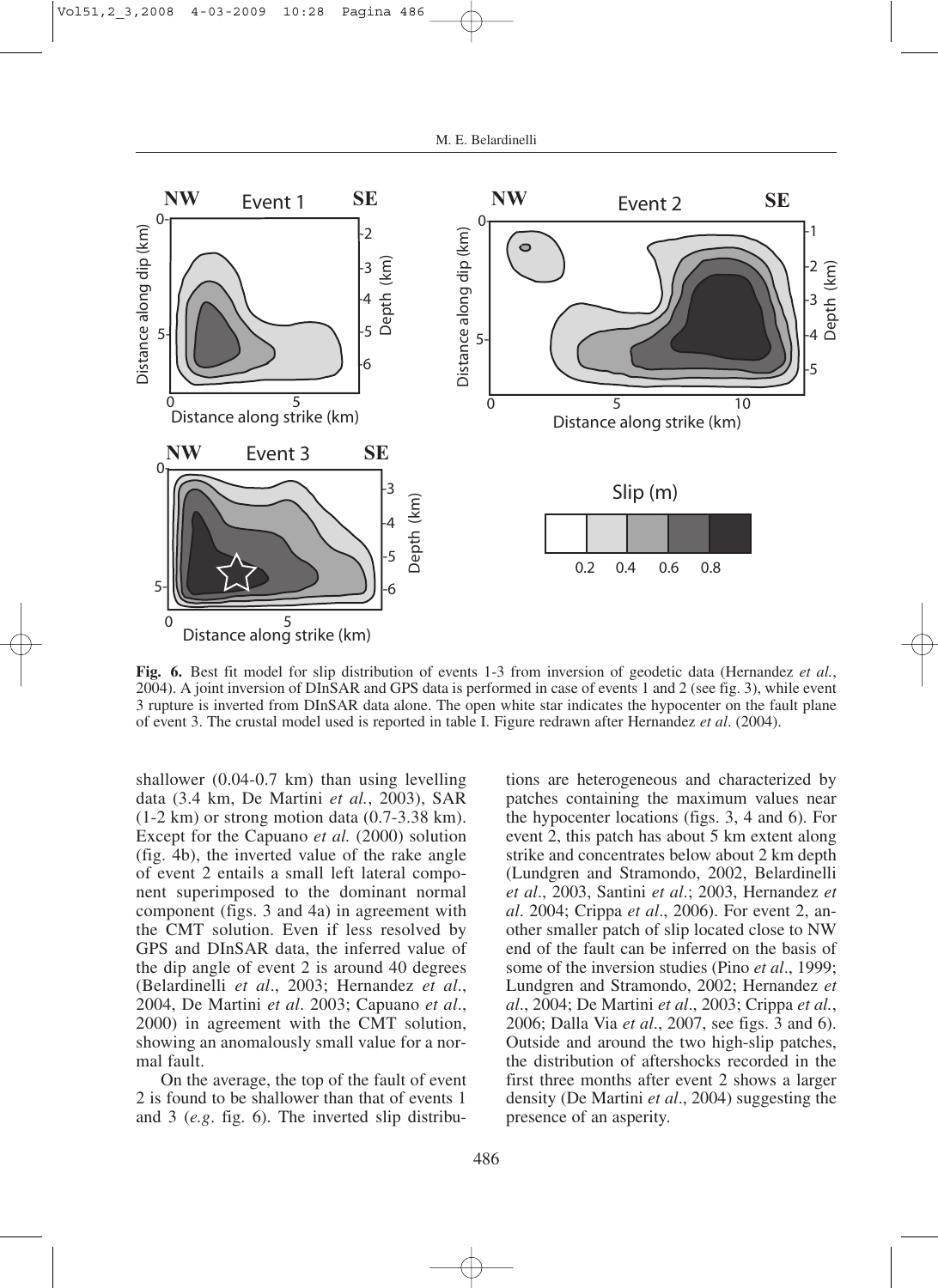**Fig. 6.** Best fit model for slip distribution of events 1-3 from inversion of geodetic data (Hernandez *et al.*, 2004). A joint inversion of DInSAR and GPS data is performed in case of events 1 and 2 (see fig. 3), while event 3 rupture is inverted from DInSAR data alone. The open white star indicates the hypocenter on the fault plane of event 3. The crustal model used is reported in table I. Figure redrawn after Hernandez *et al*. (2004).

shallower (0.04-0.7 km) than using levelling data (3.4 km, De Martini *et al.*, 2003), SAR (1-2 km) or strong motion data (0.7-3.38 km). Except for the Capuano *et al.* (2000) solution (fig. 4b), the inverted value of the rake angle of event 2 entails a small left lateral component superimposed to the dominant normal component (figs. 3 and 4a) in agreement with the CMT solution. Even if less resolved by GPS and DInSAR data, the inferred value of the dip angle of event 2 is around 40 degrees (Belardinelli *et al*., 2003; Hernandez *et al*., 2004, De Martini *et al*. 2003; Capuano *et al*., 2000) in agreement with the CMT solution, showing an anomalously small value for a normal fault.

On the average, the top of the fault of event 2 is found to be shallower than that of events 1 and 3 (*e.g.* fig. 6). The inverted slip distributions are heterogeneous and characterized by patches containing the maximum values near the hypocenter locations (figs. 3, 4 and 6). For event 2, this patch has about 5 km extent along strike and concentrates below about 2 km depth (Lundgren and Stramondo, 2002, Belardinelli *et al*., 2003, Santini *et al*.; 2003, Hernandez *et al*. 2004; Crippa *et al*., 2006). For event 2, another smaller patch of slip located close to NW end of the fault can be inferred on the basis of some of the inversion studies (Pino *et al*., 1999; Lundgren and Stramondo, 2002; Hernandez *et al*., 2004; De Martini *et al*., 2003; Crippa *et al.*, 2006; Dalla Via *et al*., 2007, see figs. 3 and 6). Outside and around the two high-slip patches, the distribution of aftershocks recorded in the first three months after event 2 shows a larger density (De Martini *et al*., 2004) suggesting the presence of an asperity.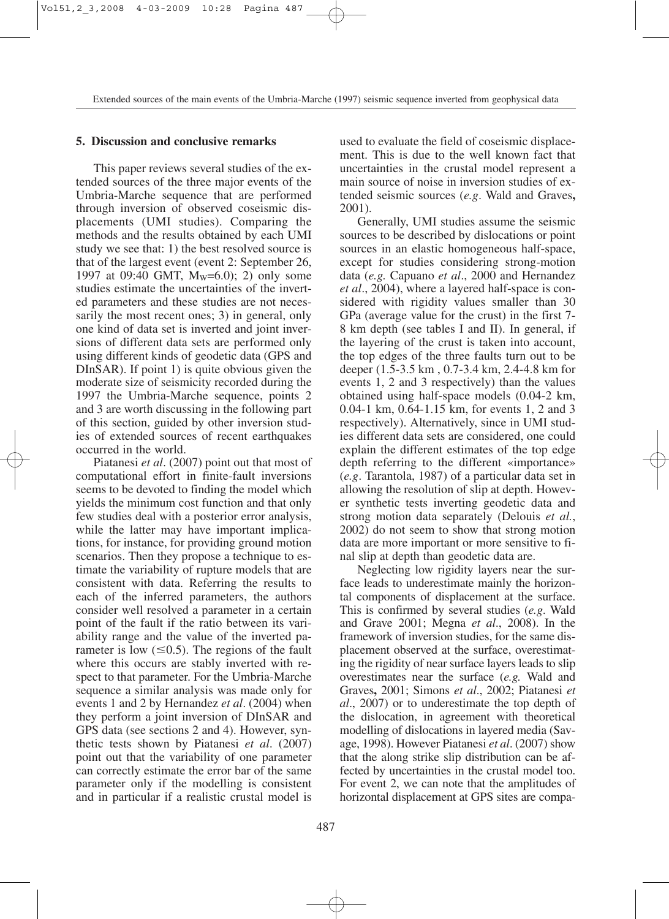## 5. Discussion and conclusive remarks

This paper reviews several studies of the extended sources of the three major events of the Umbria-Marche sequence that are performed through inversion of observed coseismic displacements (UMI studies). Comparing the methods and the results obtained by each UMI study we see that: 1) the best resolved source is that of the largest event (event 2: September 26, 1997 at 09:40 GMT, $M_W$=6.0); 2) only some studies estimate the uncertainties of the inverted parameters and these studies are not necessarily the most recent ones; 3) in general, only one kind of data set is inverted and joint inversions of different data sets are performed only using different kinds of geodetic data (GPS and DInSAR). If point 1) is quite obvious given the moderate size of seismicity recorded during the 1997 the Umbria-Marche sequence, points 2 and 3 are worth discussing in the following part of this section, guided by other inversion studies of extended sources of recent earthquakes occurred in the world.

Piatanesi *et al*. (2007) point out that most of computational effort in finite-fault inversions seems to be devoted to finding the model which yields the minimum cost function and that only few studies deal with a posterior error analysis, while the latter may have important implications, for instance, for providing ground motion scenarios. Then they propose a technique to estimate the variability of rupture models that are consistent with data. Referring the results to each of the inferred parameters, the authors consider well resolved a parameter in a certain point of the fault if the ratio between its variability range and the value of the inverted parameter is low ($\leq$0.5). The regions of the fault where this occurs are stably inverted with respect to that parameter. For the Umbria-Marche sequence a similar analysis was made only for events 1 and 2 by Hernandez *et al*. (2004) when they perform a joint inversion of DInSAR and GPS data (see sections 2 and 4). However, synthetic tests shown by Piatanesi *et al*. (2007) point out that the variability of one parameter can correctly estimate the error bar of the same parameter only if the modelling is consistent and in particular if a realistic crustal model is used to evaluate the field of coseismic displacement. This is due to the well known fact that uncertainties in the crustal model represent a main source of noise in inversion studies of extended seismic sources (*e.g*. Wald and Graves**,** 2001).

Generally, UMI studies assume the seismic sources to be described by dislocations or point sources in an elastic homogeneous half-space, except for studies considering strong-motion data (*e.g.* Capuano *et al*., 2000 and Hernandez *et al*., 2004), where a layered half-space is considered with rigidity values smaller than 30 GPa (average value for the crust) in the first 7-8 km depth (see tables I and II). In general, if the layering of the crust is taken into account, the top edges of the three faults turn out to be deeper (1.5-3.5 km , 0.7-3.4 km, 2.4-4.8 km for events 1, 2 and 3 respectively) than the values obtained using half-space models (0.04-2 km, 0.04-1 km, 0.64-1.15 km, for events 1, 2 and 3 respectively). Alternatively, since in UMI studies different data sets are considered, one could explain the different estimates of the top edge depth referring to the different «importance» (*e.g*. Tarantola, 1987) of a particular data set in allowing the resolution of slip at depth. However synthetic tests inverting geodetic data and strong motion data separately (Delouis *et al.*, 2002) do not seem to show that strong motion data are more important or more sensitive to final slip at depth than geodetic data are.

Neglecting low rigidity layers near the surface leads to underestimate mainly the horizontal components of displacement at the surface. This is confirmed by several studies (*e.g*. Wald and Grave 2001; Megna *et al*., 2008). In the framework of inversion studies, for the same displacement observed at the surface, overestimating the rigidity of near surface layers leads to slip overestimates near the surface (*e.g.* Wald and Graves**,** 2001; Simons *et al*., 2002; Piatanesi *et al*., 2007) or to underestimate the top depth of the dislocation, in agreement with theoretical modelling of dislocations in layered media (Savage, 1998). However Piatanesi *et al*. (2007) show that the along strike slip distribution can be affected by uncertainties in the crustal model too. For event 2, we can note that the amplitudes of horizontal displacement at GPS sites are compa-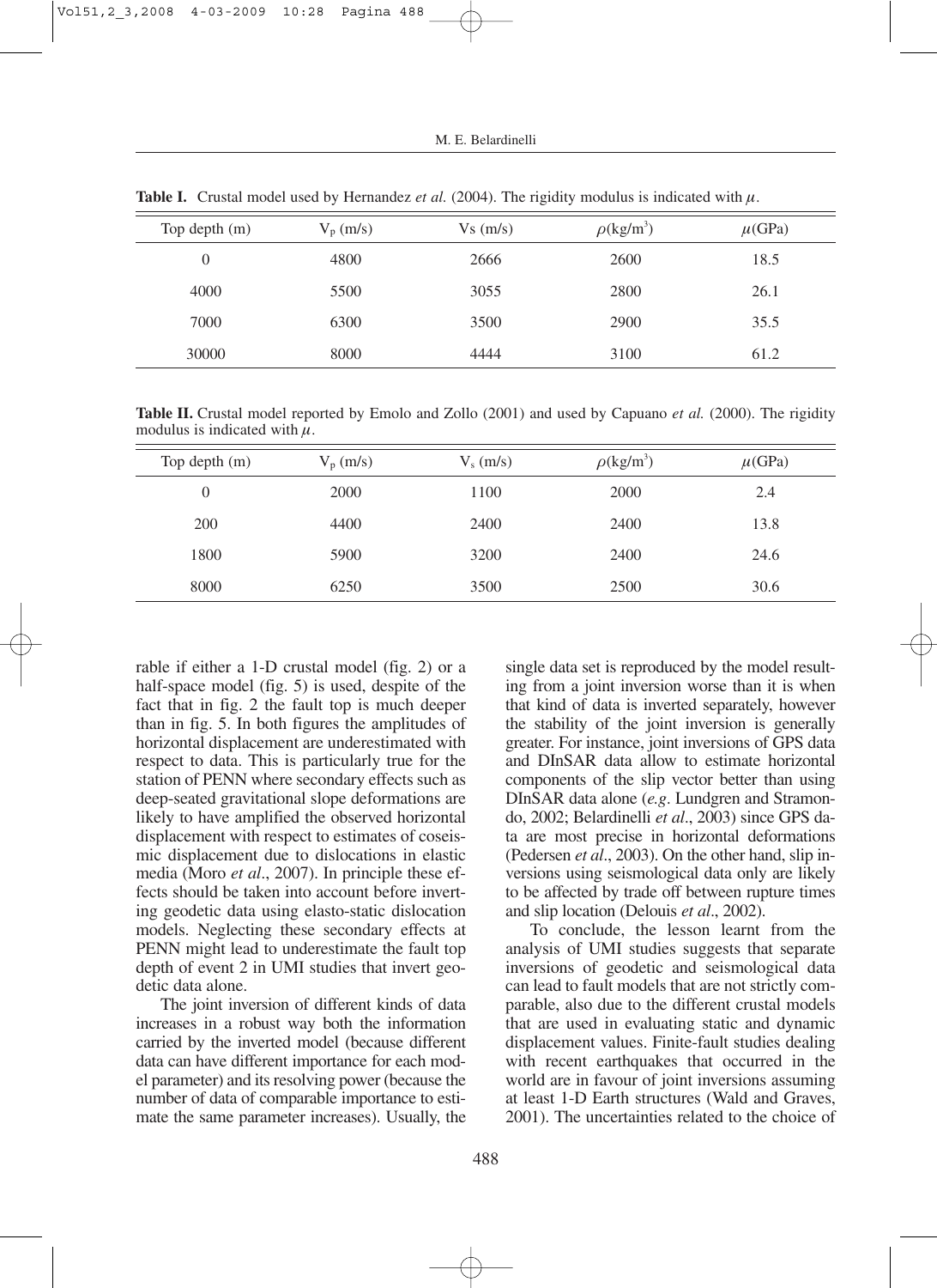**Table I.** Crustal model used by Hernandez *et al.* (2004). The rigidity modulus is indicated with $\mu$.

| Top depth (m) | $V_p$ (m/s) | Vs (m/s) | $\rho$(kg/m$^3$) | $\mu$(GPa) |
|---|---|---|---|---|
| 0 | 4800 | 2666 | 2600 | 18.5 |
| 4000 | 5500 | 3055 | 2800 | 26.1 |
| 7000 | 6300 | 3500 | 2900 | 35.5 |
| 30000 | 8000 | 4444 | 3100 | 61.2 |

**Table II.** Crustal model reported by Emolo and Zollo (2001) and used by Capuano *et al.* (2000). The rigidity modulus is indicated with $\mu$.

| Top depth (m) | $V_p$ (m/s) | $V_s$ (m/s) | $\rho$(kg/m$^3$) | $\mu$(GPa) |
|---|---|---|---|---|
| 0 | 2000 | 1100 | 2000 | 2.4 |
| 200 | 4400 | 2400 | 2400 | 13.8 |
| 1800 | 5900 | 3200 | 2400 | 24.6 |
| 8000 | 6250 | 3500 | 2500 | 30.6 |

rable if either a 1-D crustal model (fig. 2) or a half-space model (fig. 5) is used, despite of the fact that in fig. 2 the fault top is much deeper than in fig. 5. In both figures the amplitudes of horizontal displacement are underestimated with respect to data. This is particularly true for the station of PENN where secondary effects such as deep-seated gravitational slope deformations are likely to have amplified the observed horizontal displacement with respect to estimates of coseismic displacement due to dislocations in elastic media (Moro *et al*., 2007). In principle these effects should be taken into account before inverting geodetic data using elasto-static dislocation models. Neglecting these secondary effects at PENN might lead to underestimate the fault top depth of event 2 in UMI studies that invert geodetic data alone.

The joint inversion of different kinds of data increases in a robust way both the information carried by the inverted model (because different data can have different importance for each model parameter) and its resolving power (because the number of data of comparable importance to estimate the same parameter increases). Usually, the single data set is reproduced by the model resulting from a joint inversion worse than it is when that kind of data is inverted separately, however the stability of the joint inversion is generally greater. For instance, joint inversions of GPS data and DInSAR data allow to estimate horizontal components of the slip vector better than using DInSAR data alone (*e.g*. Lundgren and Stramondo, 2002; Belardinelli *et al*., 2003) since GPS data are most precise in horizontal deformations (Pedersen *et al*., 2003). On the other hand, slip inversions using seismological data only are likely to be affected by trade off between rupture times and slip location (Delouis *et al*., 2002).

To conclude, the lesson learnt from the analysis of UMI studies suggests that separate inversions of geodetic and seismological data can lead to fault models that are not strictly comparable, also due to the different crustal models that are used in evaluating static and dynamic displacement values. Finite-fault studies dealing with recent earthquakes that occurred in the world are in favour of joint inversions assuming at least 1-D Earth structures (Wald and Graves, 2001). The uncertainties related to the choice of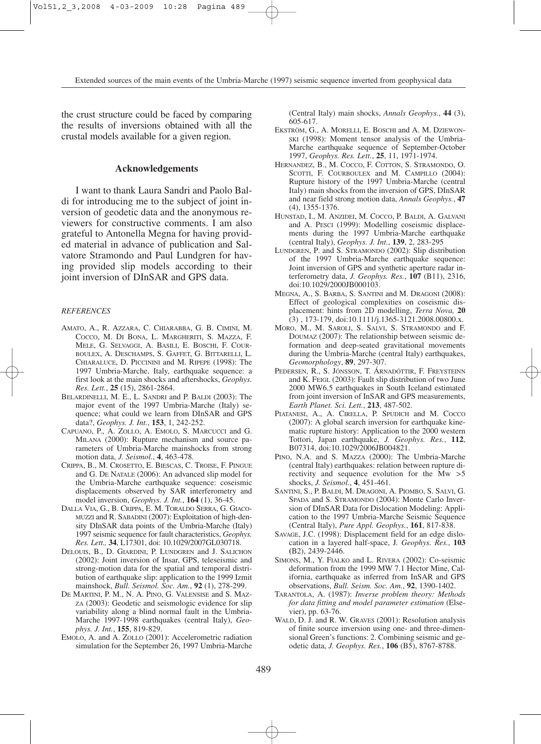the crust structure could be faced by comparing the results of inversions obtained with all the crustal models available for a given region.

## Acknowledgements

I want to thank Laura Sandri and Paolo Baldi for introducing me to the subject of joint inversion of geodetic data and the anonymous reviewers for constructive comments. I am also grateful to Antonella Megna for having provided material in advance of publication and Salvatore Stramondo and Paul Lundgren for having provided slip models according to their joint inversion of DInSAR and GPS data.

*REFERENCES*

AMATO, A., R. AZZARA, C. CHIARABBA, G. B. CIMINI, M. COCCO, M. DI BONA, L. MARGHERITI, S. MAZZA, F. MELE, G. SELVAGGI, A. BASILI, E. BOSCHI, F. COURBOULEX, A. DESCHAMPS, S. GAFFET, G. BITTARELLI, L. CHIARALUCE, D. PICCININI and M. RIPEPE (1998): The 1997 Umbria-Marche, Italy, earthquake sequence: a first look at the main shocks and aftershocks, *Geophys. Res. Lett.*, **25** (15), 2861-2864.

BELARDINELLI, M. E., L. SANDRI and P. BALDI (2003): The major event of the 1997 Umbria-Marche (Italy) sequence; what could we learn from DInSAR and GPS data?, *Geophys. J. Int.*, **153**, 1, 242-252.

CAPUANO, P., A. ZOLLO, A. EMOLO, S. MARCUCCI and G. MILANA (2000): Rupture mechanism and source parameters of Umbria-Marche mainshocks from strong motion data, *J. Seismol.*, **4**, 463-478.

CRIPPA, B., M. CROSETTO, E. BIESCAS, C. TROISE, F. PINGUE and G. DE NATALE (2006): An advanced slip model for the Umbria-Marche earthquake sequence: coseismic displacements observed by SAR interferometry and model inversion, *Geophys. J. Int.*, **164** (1), 36-45.

DALLA VIA, G., B. CRIPPA, E. M. TORALDO SERRA, G. GIACOMUZZI and R. SABADINI (2007): Exploitation of high-density DInSAR data points of the Umbria-Marche (Italy) 1997 seismic sequence for fault characteristics, *Geophys. Res. Lett.,* **34**, L17301, doi: 10.1029/2007GL030718.

DELOUIS, B., D. GIARDINI, P. LUNDGREN and J. SALICHON (2002): Joint inversion of Insar, GPS, teleseismic and strong-motion data for the spatial and temporal distribution of earthquake slip: application to the 1999 Izmit mainshock, *Bull. Seismol. Soc. Am.*, **92** (1), 278-299.

DE MARTINI, P. M., N. A. PINO, G. VALENSISE and S. MAZZA (2003): Geodetic and seismologic evidence for slip variability along a blind normal fault in the Umbria-Marche 1997-1998 earthquakes (central Italy), *Geophys. J. Int.*, **155**, 819-829.

EMOLO, A. and A. ZOLLO (2001): Accelerometric radiation simulation for the September 26, 1997 Umbria-Marche (Central Italy) main shocks, *Annals Geophys.*, **44** (3), 605-617.

EKSTRÖM, G., A. MORELLI, E. BOSCHI and A. M. DZIEWONSKI (1998): Moment tensor analysis of the Umbria-Marche earthquake sequence of September-October 1997, *Geophys. Res. Lett.*, **25**, 11, 1971-1974.

HERNANDEZ, B., M. COCCO, F. COTTON, S. STRAMONDO, O. SCOTTI, F. COURBOULEX and M. CAMPILLO (2004): Rupture history of the 1997 Umbria-Marche (central Italy) main shocks from the inversion of GPS, DInSAR and near field strong motion data, *Annals Geophys.*, **47** (4), 1355-1376.

HUNSTAD, I., M. ANZIDEI, M. COCCO, P. BALDI, A. GALVANI and A. PESCI (1999): Modelling coseismic displacements during the 1997 Umbria-Marche earthquake (central Italy), *Geophys. J. Int.*, **139**, 2, 283-295

LUNDGREN, P. and S. STRAMONDO (2002): Slip distribution of the 1997 Umbria-Marche earthquake sequence: Joint inversion of GPS and synthetic aperture radar interferometry data, *J. Geophys. Res.*, **107** (B11), 2316, doi:10.1029/2000JB000103.

MEGNA, A., S. BARBA, S. SANTINI and M. DRAGONI (2008): Effect of geological complexities on coseismic displacement: hints from 2D modelling, *Terra Nova,* **20** (3) , 173-179, doi:10.1111/j.1365-3121.2008.00800.x.

MORO, M., M. SAROLI, S. SALVI, S. STRAMONDO and F. DOUMAZ (2007): The relationship between seismic deformation and deep-seated gravitational movements during the Umbria-Marche (central Italy) earthquakes, *Geomorphology*, **89**, 297-307.

PEDERSEN, R., S. JÓNSSON, T. ÁRNADÓTTIR, F. FREYSTEINN and K. FEIGL (2003): Fault slip distribution of two June 2000 MW6.5 earthquakes in South Iceland estimated from joint inversion of InSAR and GPS measurements, *Earth Planet. Sci. Lett.*, **213**, 487-502.

PIATANESI, A., A. CIRELLA, P. SPUDICH and M. COCCO (2007): A global search inversion for earthquake kinematic rupture history: Application to the 2000 western Tottori, Japan earthquake, *J. Geophys. Res.*, **112**, B07314, doi:10.1029/2006JB004821.

PINO, N.A. and S. MAZZA (2000): The Umbria-Marche (central Italy) earthquakes: relation between rupture directivity and sequence evolution for the Mw >5 shocks, *J. Seismol.*, **4**, 451-461.

SANTINI, S., P. BALDI, M. DRAGONI, A. PIOMBO, S. SALVI, G. SPADA and S. STRAMONDO (2004): Monte Carlo Inversion of DInSAR Data for Dislocation Modeling: Application to the 1997 Umbria-Marche Seismic Sequence (Central Italy), *Pure Appl. Geophys.*, **161**, 817-838.

SAVAGE, J.C. (1998): Displacement field for an edge dislocation in a layered half-space, J. *Geophys. Res.*, **103** (B2), 2439-2446.

SIMONS, M., Y. FIALKO and L. RIVERA (2002): Co-seismic deformation from the 1999 MW 7.1 Hector Mine, California, earthquake as inferred from InSAR and GPS observations, *Bull. Seism. Soc. Am.*, **92**, 1390-1402.

TARANTOLA, A. (1987): *Inverse problem theory: Methods for data fitting and model parameter estimation* (Elsevier), pp. 63-76.

WALD, D. J. and R. W. GRAVES (2001): Resolution analysis of finite source inversion using one- and three-dimensional Green's functions: 2. Combining seismic and geodetic data, *J. Geophys. Res.*, **106** (B5), 8767-8788.